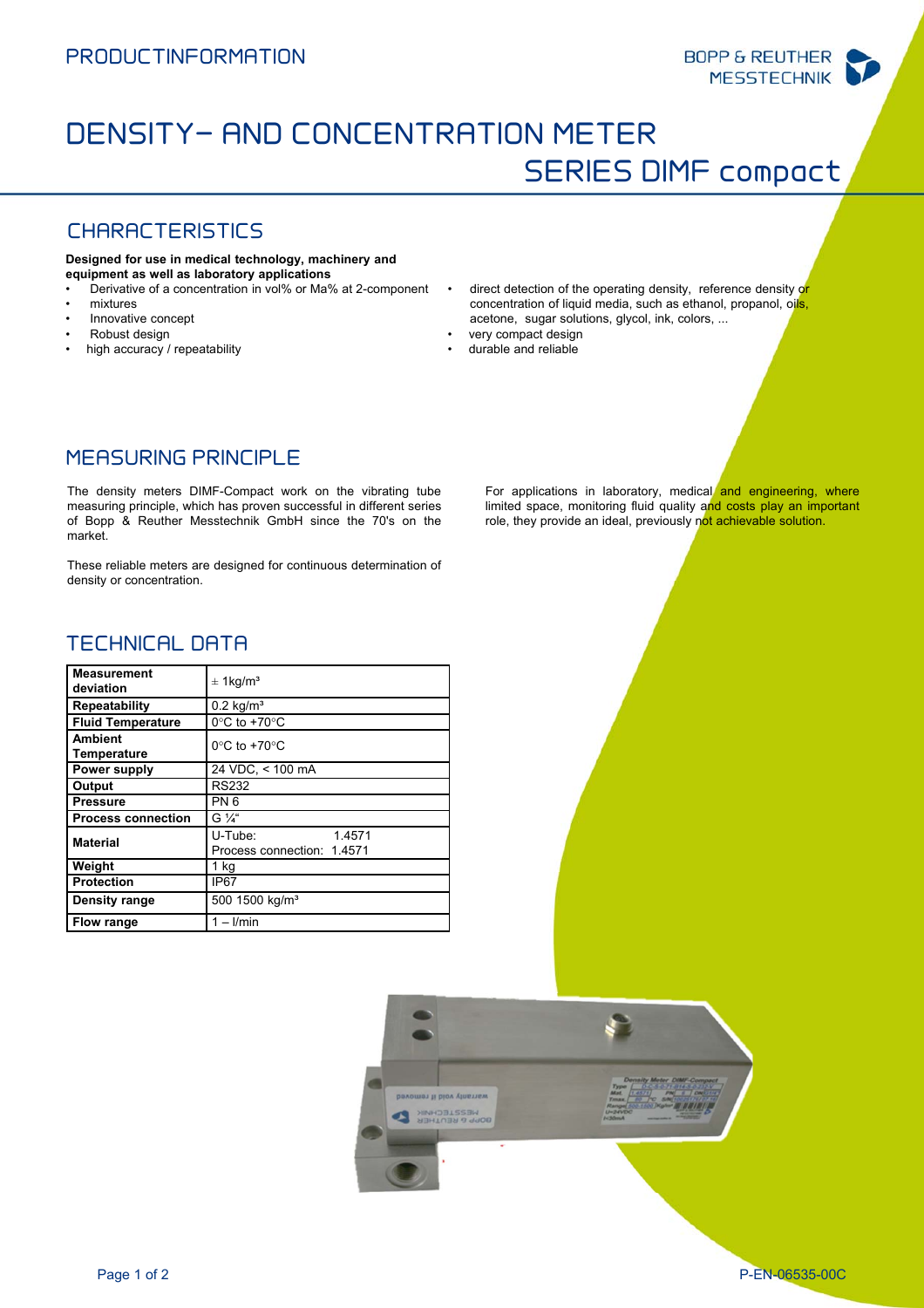PRODUCTINFORMATION

BOPP & REUTHER MESSTECHNIK

# DENSITY- AND CONCENTRATION METER
# SERIES DIMF compact

## CHARACTERISTICS

**Designed for use in medical technology, machinery and equipment as well as laboratory applications**

- Derivative of a concentration in vol% or Ma% at 2-component
- mixtures
- Innovative concept
- Robust design
- high accuracy / repeatability
- direct detection of the operating density, reference density or concentration of liquid media, such as ethanol, propanol, oils, acetone, sugar solutions, glycol, ink, colors, ...
- very compact design
- durable and reliable

## MEASURING PRINCIPLE

The density meters DIMF-Compact work on the vibrating tube measuring principle, which has proven successful in different series of Bopp & Reuther Messtechnik GmbH since the 70's on the market.

These reliable meters are designed for continuous determination of density or concentration.

For applications in laboratory, medical and engineering, where limited space, monitoring fluid quality and costs play an important role, they provide an ideal, previously not achievable solution.

## TECHNICAL DATA

| | |
|---|---|
| **Measurement deviation** | ± 1kg/m³ |
| **Repeatability** | 0.2 kg/m³ |
| **Fluid Temperature** | 0°C to +70°C |
| **Ambient Temperature** | 0°C to +70°C |
| **Power supply** | 24 VDC, < 100 mA |
| **Output** | RS232 |
| **Pressure** | PN 6 |
| **Process connection** | G ¼" |
| **Material** | U-Tube: 1.4571<br>Process connection: 1.4571 |
| **Weight** | 1 kg |
| **Protection** | IP67 |
| **Density range** | 500 1500 kg/m³ |
| **Flow range** | 1 – l/min |

P-EN-06535-00C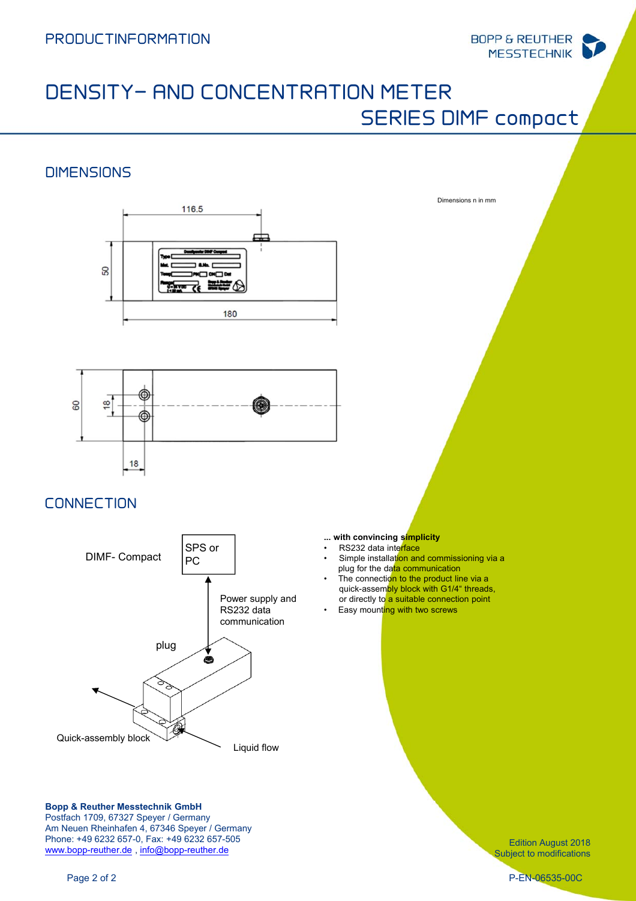PRODUCTINFORMATION

BOPP & REUTHER MESSTECHNIK

# DENSITY– AND CONCENTRATION METER
# SERIES DIMF compact

## DIMENSIONS

Dimensions n in mm

116.5

50

180

60

18

18

## CONNECTION

DIMF- Compact

SPS or PC

Power supply and RS232 data communication

plug

Quick-assembly block

Liquid flow

**... with convincing simplicity**

- RS232 data interface
- Simple installation and commissioning via a plug for the data communication
- The connection to the product line via a quick-assembly block with G1/4" threads, or directly to a suitable connection point
- Easy mounting with two screws

**Bopp & Reuther Messtechnik GmbH**
Postfach 1709, 67327 Speyer / Germany
Am Neuen Rheinhafen 4, 67346 Speyer / Germany
Phone: +49 6232 657-0, Fax: +49 6232 657-505
www.bopp-reuther.de , info@bopp-reuther.de

Edition August 2018
Subject to modifications

P-EN-06535-00C